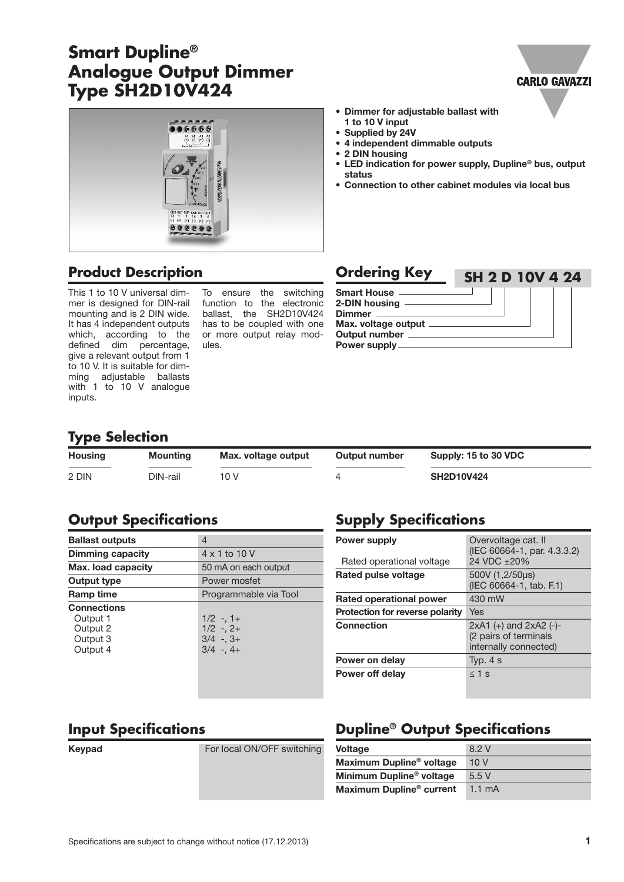# Smart Dupline®
# Analogue Output Dimmer
# Type SH2D10V424

- **Dimmer for adjustable ballast with 1 to 10 V input**
- **Supplied by 24V**
- **4 independent dimmable outputs**
- **2 DIN housing**
- **LED indication for power supply, Dupline® bus, output status**
- **Connection to other cabinet modules via local bus**

## Product Description

This 1 to 10 V universal dimmer is designed for DIN-rail mounting and is 2 DIN wide. It has 4 independent outputs which, according to the defined dim percentage, give a relevant output from 1 to 10 V. It is suitable for dimming adjustable ballasts with 1 to 10 V analogue inputs.

To ensure the switching function to the electronic ballast, the SH2D10V424 has to be coupled with one or more output relay modules.

## Ordering Key

**SH 2 D 10V 4 24**

- Smart House
- 2-DIN housing
- Dimmer
- Max. voltage output
- Output number
- Power supply

## Type Selection

| Housing | Mounting | Max. voltage output | Output number | Supply: 15 to 30 VDC |
|---|---|---|---|---|
| 2 DIN | DIN-rail | 10 V | 4 | **SH2D10V424** |

## Output Specifications

| | |
|---|---|
| **Ballast outputs** | 4 |
| **Dimming capacity** | 4 x 1 to 10 V |
| **Max. load capacity** | 50 mA on each output |
| **Output type** | Power mosfet |
| **Ramp time** | Programmable via Tool |
| **Connections** | |
| Output 1 | 1/2 -, 1+ |
| Output 2 | 1/2 -, 2+ |
| Output 3 | 3/4 -, 3+ |
| Output 4 | 3/4 -, 4+ |

## Supply Specifications

| | |
|---|---|
| **Power supply** | Overvoltage cat. II (IEC 60664-1, par. 4.3.3.2) |
| Rated operational voltage | 24 VDC ±20% |
| **Rated pulse voltage** | 500V (1,2/50µs) (IEC 60664-1, tab. F.1) |
| **Rated operational power** | 430 mW |
| **Protection for reverse polarity** | Yes |
| **Connection** | 2xA1 (+) and 2xA2 (-)- (2 pairs of terminals internally connected) |
| **Power on delay** | Typ. 4 s |
| **Power off delay** | ≤ 1 s |

## Input Specifications

| | |
|---|---|
| **Keypad** | For local ON/OFF switching |

## Dupline® Output Specifications

| | |
|---|---|
| **Voltage** | 8.2 V |
| **Maximum Dupline® voltage** | 10 V |
| **Minimum Dupline® voltage** | 5.5 V |
| **Maximum Dupline® current** | 1.1 mA |

Specifications are subject to change without notice (17.12.2013)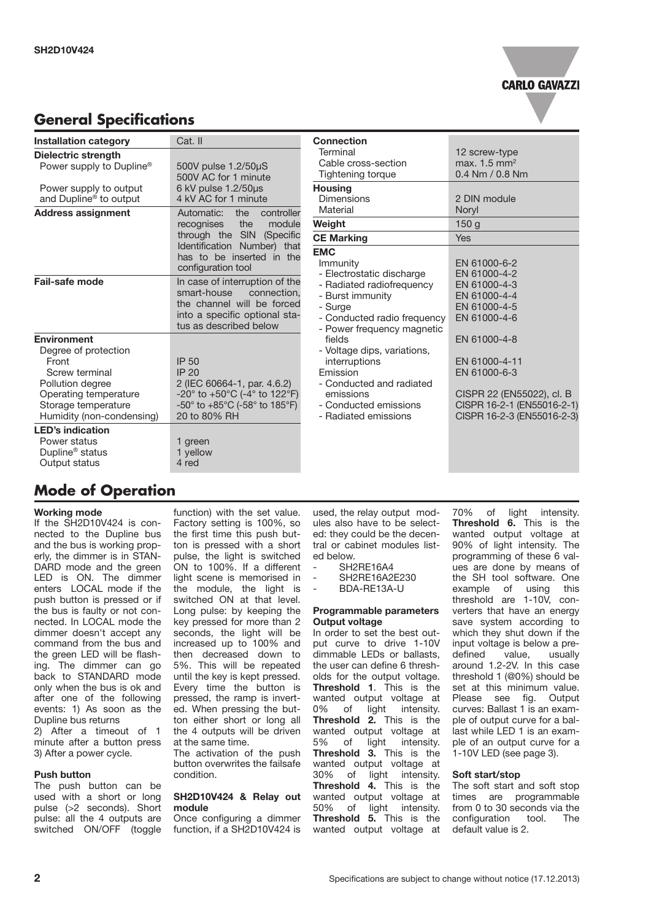## General Specifications

| Installation category | Cat. II |
|---|---|
| **Dielectric strength** | |
| Power supply to Dupline® | 500V pulse 1.2/50µS<br>500V AC for 1 minute |
| Power supply to output and Dupline® to output | 6 kV pulse 1.2/50µs<br>4 kV AC for 1 minute |
| **Address assignment** | Automatic: the controller recognises the module through the SIN (Specific Identification Number) that has to be inserted in the configuration tool |
| **Fail-safe mode** | In case of interruption of the smart-house connection, the channel will be forced into a specific optional status as described below |
| **Environment** | |
| Degree of protection | |
| Front | IP 50 |
| Screw terminal | IP 20 |
| Pollution degree | 2 (IEC 60664-1, par. 4.6.2) |
| Operating temperature | -20° to +50°C (-4° to 122°F) |
| Storage temperature | -50° to +85°C (-58° to 185°F) |
| Humidity (non-condensing) | 20 to 80% RH |
| **LED's indication** | |
| Power status | 1 green |
| Dupline® status | 1 yellow |
| Output status | 4 red |

| **Connection** | |
|---|---|
| Terminal | 12 screw-type |
| Cable cross-section | max. 1.5 mm² |
| Tightening torque | 0.4 Nm / 0.8 Nm |
| **Housing** | |
| Dimensions | 2 DIN module |
| Material | Noryl |
| **Weight** | 150 g |
| **CE Marking** | Yes |
| **EMC** | |
| Immunity | EN 61000-6-2 |
| - Electrostatic discharge | EN 61000-4-2 |
| - Radiated radiofrequency | EN 61000-4-3 |
| - Burst immunity | EN 61000-4-4 |
| - Surge | EN 61000-4-5 |
| - Conducted radio frequency | EN 61000-4-6 |
| - Power frequency magnetic fields | EN 61000-4-8 |
| - Voltage dips, variations, interruptions | EN 61000-4-11 |
| Emission | EN 61000-6-3 |
| - Conducted and radiated emissions | CISPR 22 (EN55022), cl. B |
| - Conducted emissions | CISPR 16-2-1 (EN55016-2-1) |
| - Radiated emissions | CISPR 16-2-3 (EN55016-2-3) |

## Mode of Operation

**Working mode**

If the SH2D10V424 is connected to the Dupline bus and the bus is working properly, the dimmer is in STANDARD mode and the green LED is ON. The dimmer enters LOCAL mode if the push button is pressed or if the bus is faulty or not connected. In LOCAL mode the dimmer doesn't accept any command from the bus and the green LED will be flashing. The dimmer can go back to STANDARD mode only when the bus is ok and after one of the following events: 1) As soon as the Dupline bus returns
2) After a timeout of 1 minute after a button press
3) After a power cycle.

**Push button**

The push button can be used with a short or long pulse (>2 seconds). Short pulse: all the 4 outputs are switched ON/OFF (toggle function) with the set value. Factory setting is 100%, so the first time this push button is pressed with a short pulse, the light is switched ON to 100%. If a different light scene is memorised in the module, the light is switched ON at that level. Long pulse: by keeping the key pressed for more than 2 seconds, the light will be increased up to 100% and then decreased down to 5%. This will be repeated until the key is kept pressed. Every time the button is pressed, the ramp is inverted. When pressing the button either short or long all the 4 outputs will be driven at the same time.
The activation of the push button overwrites the failsafe condition.

**SH2D10V424 & Relay out module**

Once configuring a dimmer function, if a SH2D10V424 is used, the relay output modules also have to be selected: they could be the decentral or cabinet modules listed below.

- SH2RE16A4
- SH2RE16A2E230
- BDA-RE13A-U

**Programmable parameters**
**Output voltage**

In order to set the best output curve to drive 1-10V dimmable LEDs or ballasts, the user can define 6 thresholds for the output voltage. **Threshold 1**. This is the wanted output voltage at 0% of light intensity. **Threshold 2.** This is the wanted output voltage at 5% of light intensity. **Threshold 3.** This is the wanted output voltage at 30% of light intensity. **Threshold 4.** This is the wanted output voltage at 50% of light intensity. **Threshold 5.** This is the wanted output voltage at 70% of light intensity. **Threshold 6.** This is the wanted output voltage at 90% of light intensity. The programming of these 6 values are done by means of the SH tool software. One example of using this threshold are 1-10V, converters that have an energy save system according to which they shut down if the input voltage is below a predefined value, usually around 1.2-2V. In this case threshold 1 (@0%) should be set at this minimum value. Please see fig. Output curves: Ballast 1 is an example of output curve for a ballast while LED 1 is an example of an output curve for a 1-10V LED (see page 3).

**Soft start/stop**

The soft start and soft stop times are programmable from 0 to 30 seconds via the configuration tool. The default value is 2.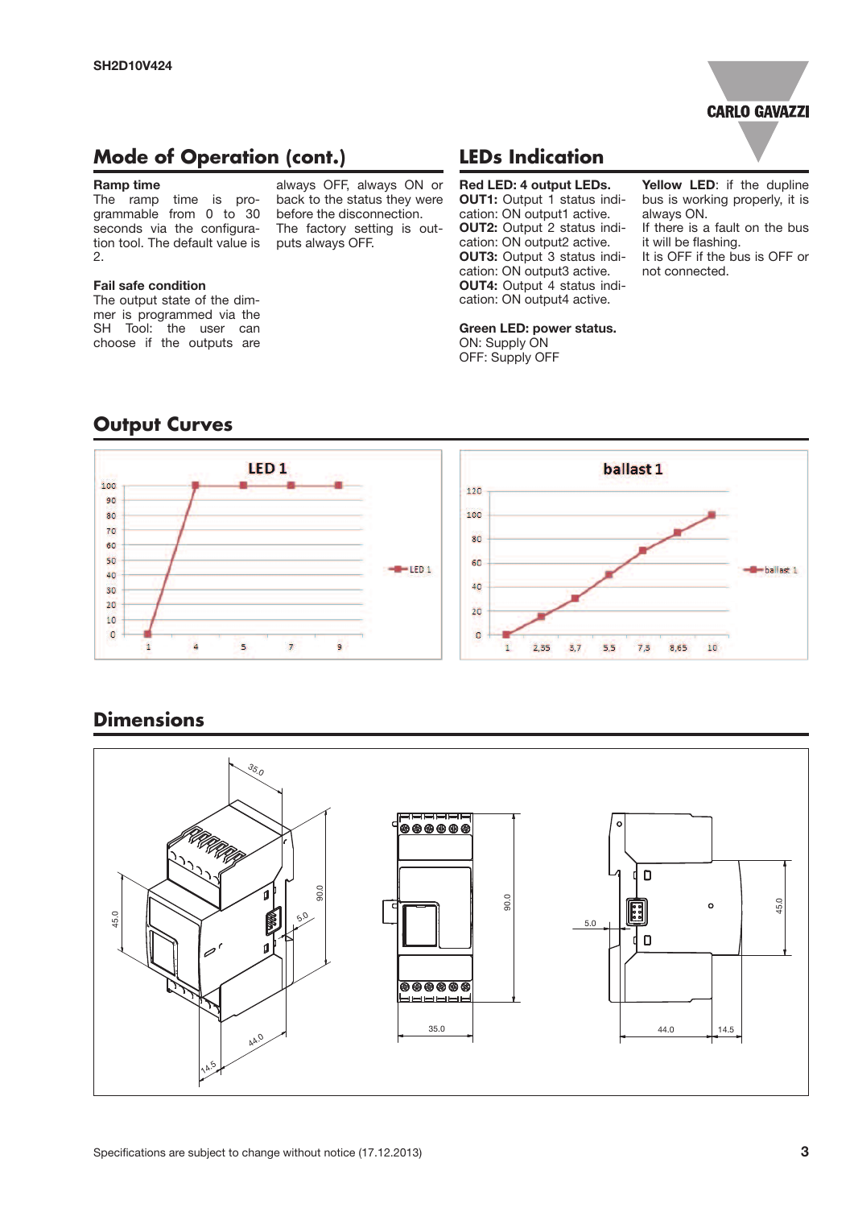## Mode of Operation (cont.)

**Ramp time**
The ramp time is programmable from 0 to 30 seconds via the configuration tool. The default value is 2.

**Fail safe condition**
The output state of the dimmer is programmed via the SH Tool: the user can choose if the outputs are always OFF, always ON or back to the status they were before the disconnection.
The factory setting is outputs always OFF.

## LEDs Indication

**Red LED: 4 output LEDs.**
**OUT1:** Output 1 status indication: ON output1 active.
**OUT2:** Output 2 status indication: ON output2 active.
**OUT3:** Output 3 status indication: ON output3 active.
**OUT4:** Output 4 status indication: ON output4 active.

**Green LED: power status.**
ON: Supply ON
OFF: Supply OFF

**Yellow LED**: if the dupline bus is working properly, it is always ON.
If there is a fault on the bus it will be flashing.
It is OFF if the bus is OFF or not connected.

## Output Curves

## Dimensions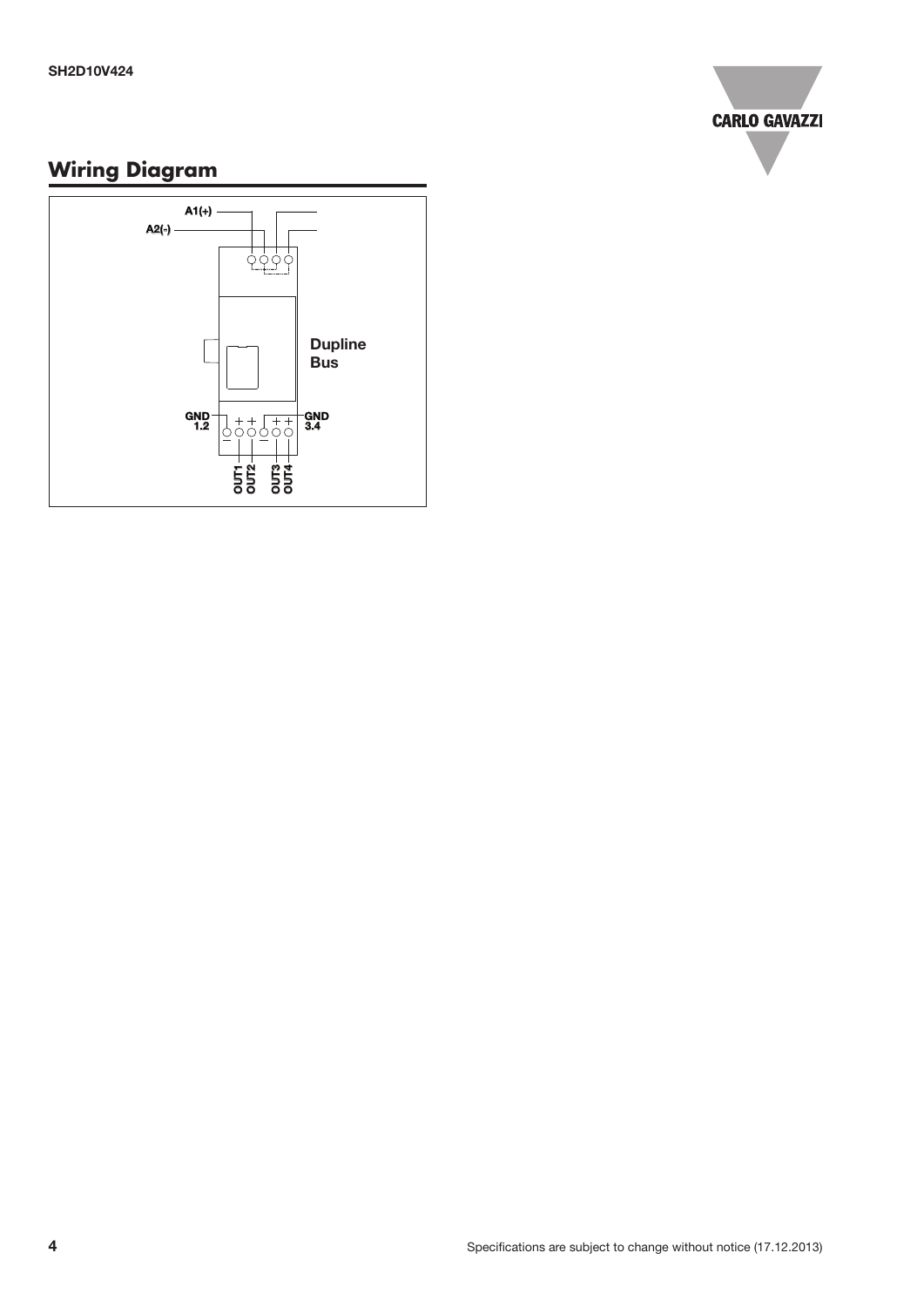## Wiring Diagram

A1(+)

A2(-)

Dupline
Bus

GND
1.2

GND
3.4

OUT1
OUT2

OUT3
OUT4

Specifications are subject to change without notice (17.12.2013)